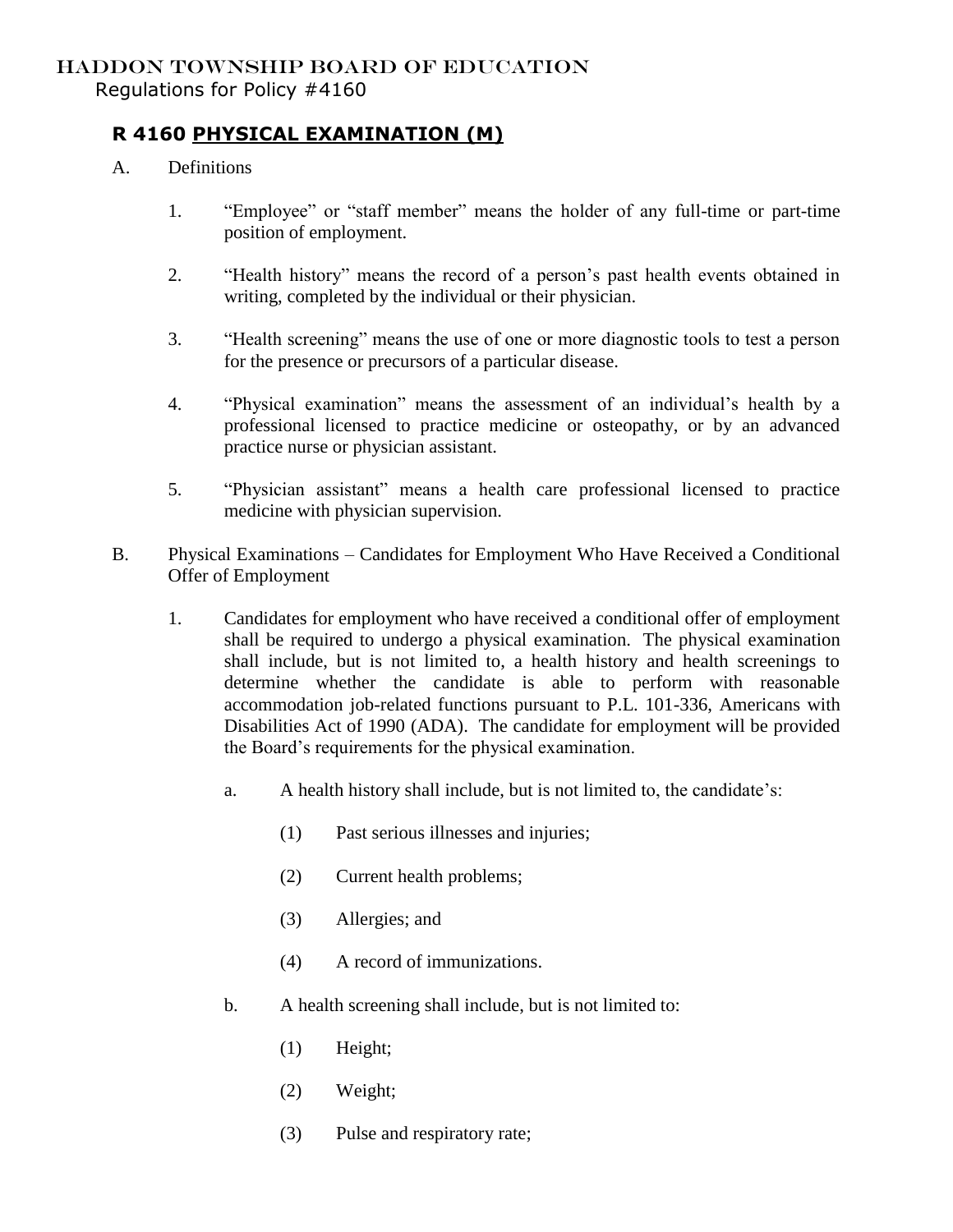HADDON TOWNSHIP BOARD OF EDUCATION
Regulations for Policy #4160

# R 4160 PHYSICAL EXAMINATION (M)

A. Definitions

1. "Employee" or "staff member" means the holder of any full-time or part-time position of employment.

2. "Health history" means the record of a person's past health events obtained in writing, completed by the individual or their physician.

3. "Health screening" means the use of one or more diagnostic tools to test a person for the presence or precursors of a particular disease.

4. "Physical examination" means the assessment of an individual's health by a professional licensed to practice medicine or osteopathy, or by an advanced practice nurse or physician assistant.

5. "Physician assistant" means a health care professional licensed to practice medicine with physician supervision.

B. Physical Examinations – Candidates for Employment Who Have Received a Conditional Offer of Employment

1. Candidates for employment who have received a conditional offer of employment shall be required to undergo a physical examination. The physical examination shall include, but is not limited to, a health history and health screenings to determine whether the candidate is able to perform with reasonable accommodation job-related functions pursuant to P.L. 101-336, Americans with Disabilities Act of 1990 (ADA). The candidate for employment will be provided the Board's requirements for the physical examination.

   a. A health history shall include, but is not limited to, the candidate's:

      (1) Past serious illnesses and injuries;

      (2) Current health problems;

      (3) Allergies; and

      (4) A record of immunizations.

   b. A health screening shall include, but is not limited to:

      (1) Height;

      (2) Weight;

      (3) Pulse and respiratory rate;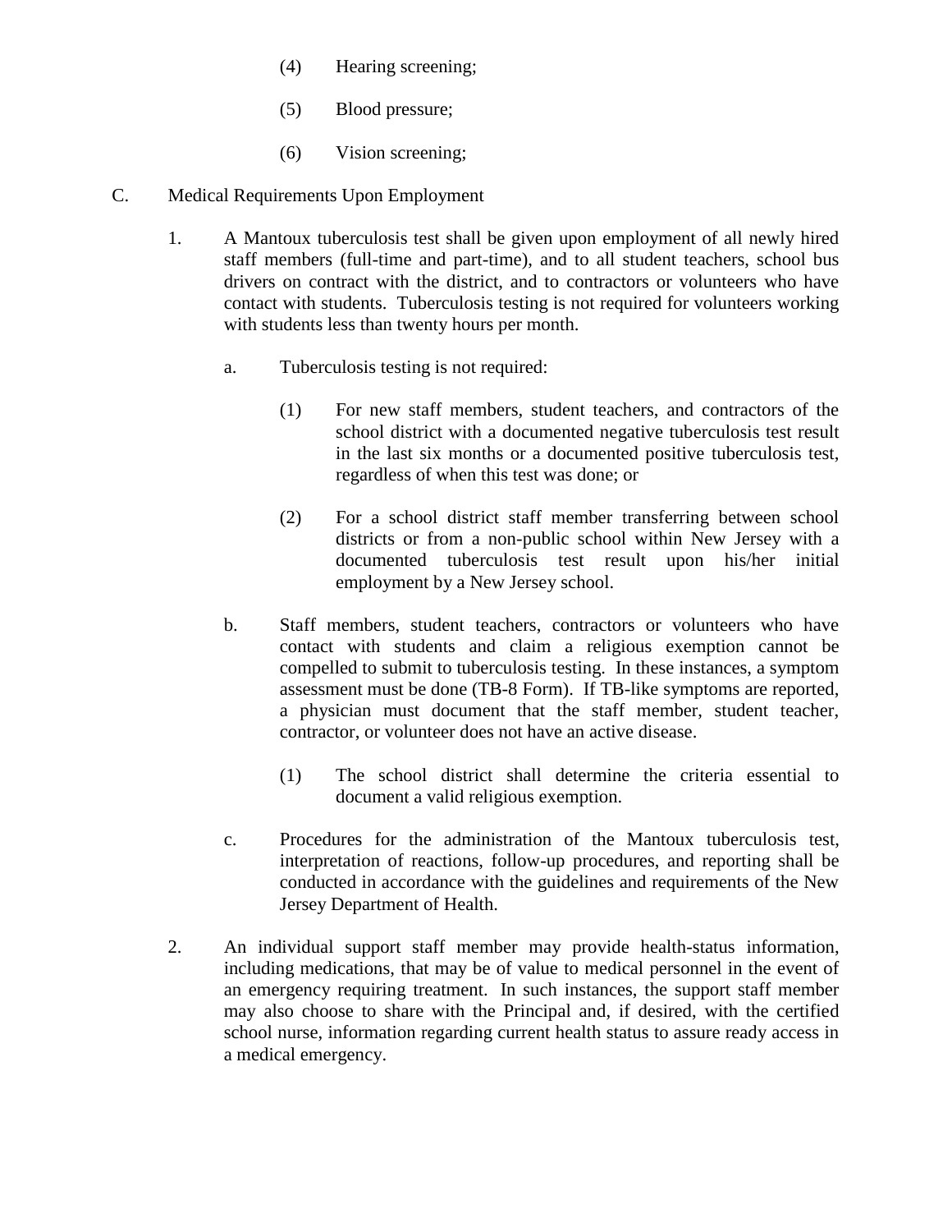(4) Hearing screening;

(5) Blood pressure;

(6) Vision screening;

C. Medical Requirements Upon Employment

1. A Mantoux tuberculosis test shall be given upon employment of all newly hired staff members (full-time and part-time), and to all student teachers, school bus drivers on contract with the district, and to contractors or volunteers who have contact with students. Tuberculosis testing is not required for volunteers working with students less than twenty hours per month.

   a. Tuberculosis testing is not required:

      (1) For new staff members, student teachers, and contractors of the school district with a documented negative tuberculosis test result in the last six months or a documented positive tuberculosis test, regardless of when this test was done; or

      (2) For a school district staff member transferring between school districts or from a non-public school within New Jersey with a documented tuberculosis test result upon his/her initial employment by a New Jersey school.

   b. Staff members, student teachers, contractors or volunteers who have contact with students and claim a religious exemption cannot be compelled to submit to tuberculosis testing. In these instances, a symptom assessment must be done (TB-8 Form). If TB-like symptoms are reported, a physician must document that the staff member, student teacher, contractor, or volunteer does not have an active disease.

      (1) The school district shall determine the criteria essential to document a valid religious exemption.

   c. Procedures for the administration of the Mantoux tuberculosis test, interpretation of reactions, follow-up procedures, and reporting shall be conducted in accordance with the guidelines and requirements of the New Jersey Department of Health.

2. An individual support staff member may provide health-status information, including medications, that may be of value to medical personnel in the event of an emergency requiring treatment. In such instances, the support staff member may also choose to share with the Principal and, if desired, with the certified school nurse, information regarding current health status to assure ready access in a medical emergency.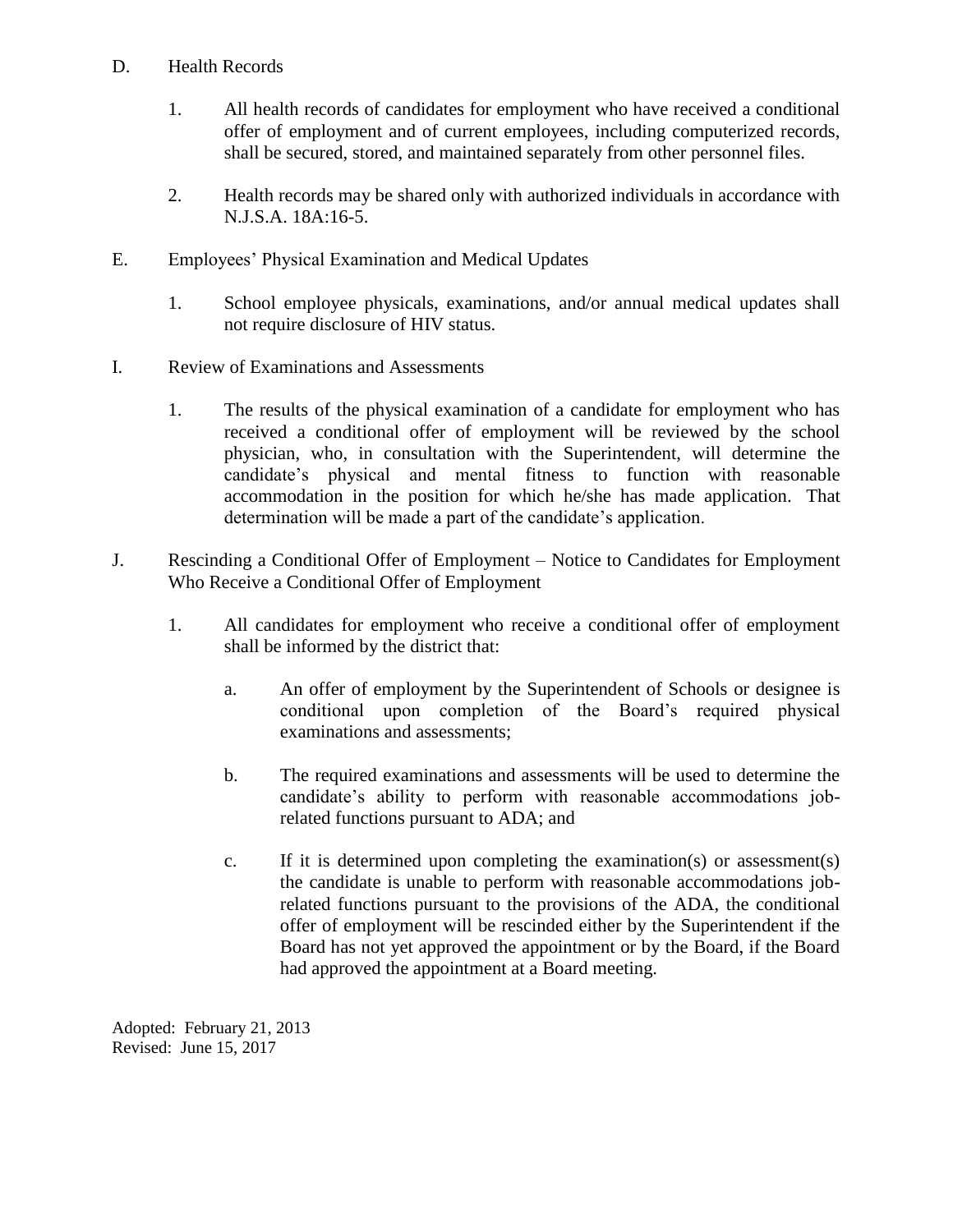D. Health Records

1. All health records of candidates for employment who have received a conditional offer of employment and of current employees, including computerized records, shall be secured, stored, and maintained separately from other personnel files.

2. Health records may be shared only with authorized individuals in accordance with N.J.S.A. 18A:16-5.

E. Employees' Physical Examination and Medical Updates

1. School employee physicals, examinations, and/or annual medical updates shall not require disclosure of HIV status.

I. Review of Examinations and Assessments

1. The results of the physical examination of a candidate for employment who has received a conditional offer of employment will be reviewed by the school physician, who, in consultation with the Superintendent, will determine the candidate's physical and mental fitness to function with reasonable accommodation in the position for which he/she has made application. That determination will be made a part of the candidate's application.

J. Rescinding a Conditional Offer of Employment – Notice to Candidates for Employment Who Receive a Conditional Offer of Employment

1. All candidates for employment who receive a conditional offer of employment shall be informed by the district that:

   a. An offer of employment by the Superintendent of Schools or designee is conditional upon completion of the Board's required physical examinations and assessments;

   b. The required examinations and assessments will be used to determine the candidate's ability to perform with reasonable accommodations job-related functions pursuant to ADA; and

   c. If it is determined upon completing the examination(s) or assessment(s) the candidate is unable to perform with reasonable accommodations job-related functions pursuant to the provisions of the ADA, the conditional offer of employment will be rescinded either by the Superintendent if the Board has not yet approved the appointment or by the Board, if the Board had approved the appointment at a Board meeting.

Adopted: February 21, 2013
Revised: June 15, 2017